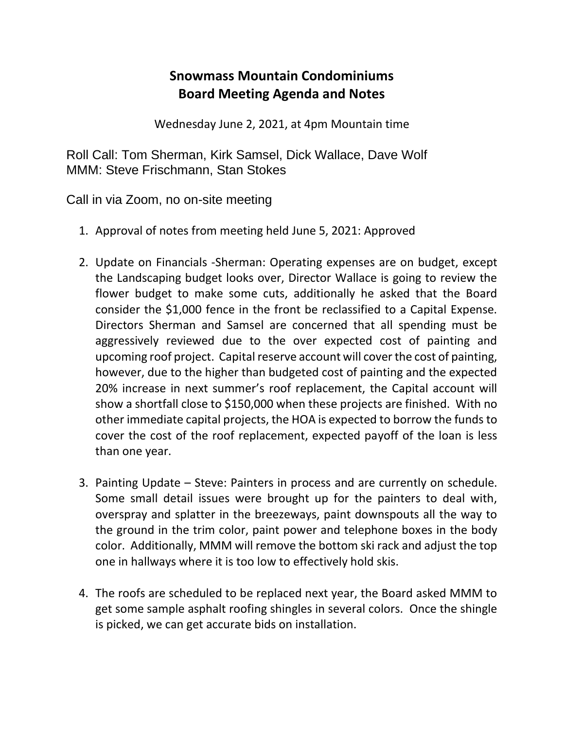# Snowmass Mountain Condominiums
# Board Meeting Agenda and Notes

Wednesday June 2, 2021, at 4pm Mountain time

Roll Call: Tom Sherman, Kirk Samsel, Dick Wallace, Dave Wolf
MMM: Steve Frischmann, Stan Stokes

Call in via Zoom, no on-site meeting

1. Approval of notes from meeting held June 5, 2021: Approved

2. Update on Financials -Sherman: Operating expenses are on budget, except the Landscaping budget looks over, Director Wallace is going to review the flower budget to make some cuts, additionally he asked that the Board consider the $1,000 fence in the front be reclassified to a Capital Expense. Directors Sherman and Samsel are concerned that all spending must be aggressively reviewed due to the over expected cost of painting and upcoming roof project. Capital reserve account will cover the cost of painting, however, due to the higher than budgeted cost of painting and the expected 20% increase in next summer's roof replacement, the Capital account will show a shortfall close to $150,000 when these projects are finished. With no other immediate capital projects, the HOA is expected to borrow the funds to cover the cost of the roof replacement, expected payoff of the loan is less than one year.

3. Painting Update – Steve: Painters in process and are currently on schedule. Some small detail issues were brought up for the painters to deal with, overspray and splatter in the breezeways, paint downspouts all the way to the ground in the trim color, paint power and telephone boxes in the body color. Additionally, MMM will remove the bottom ski rack and adjust the top one in hallways where it is too low to effectively hold skis.

4. The roofs are scheduled to be replaced next year, the Board asked MMM to get some sample asphalt roofing shingles in several colors. Once the shingle is picked, we can get accurate bids on installation.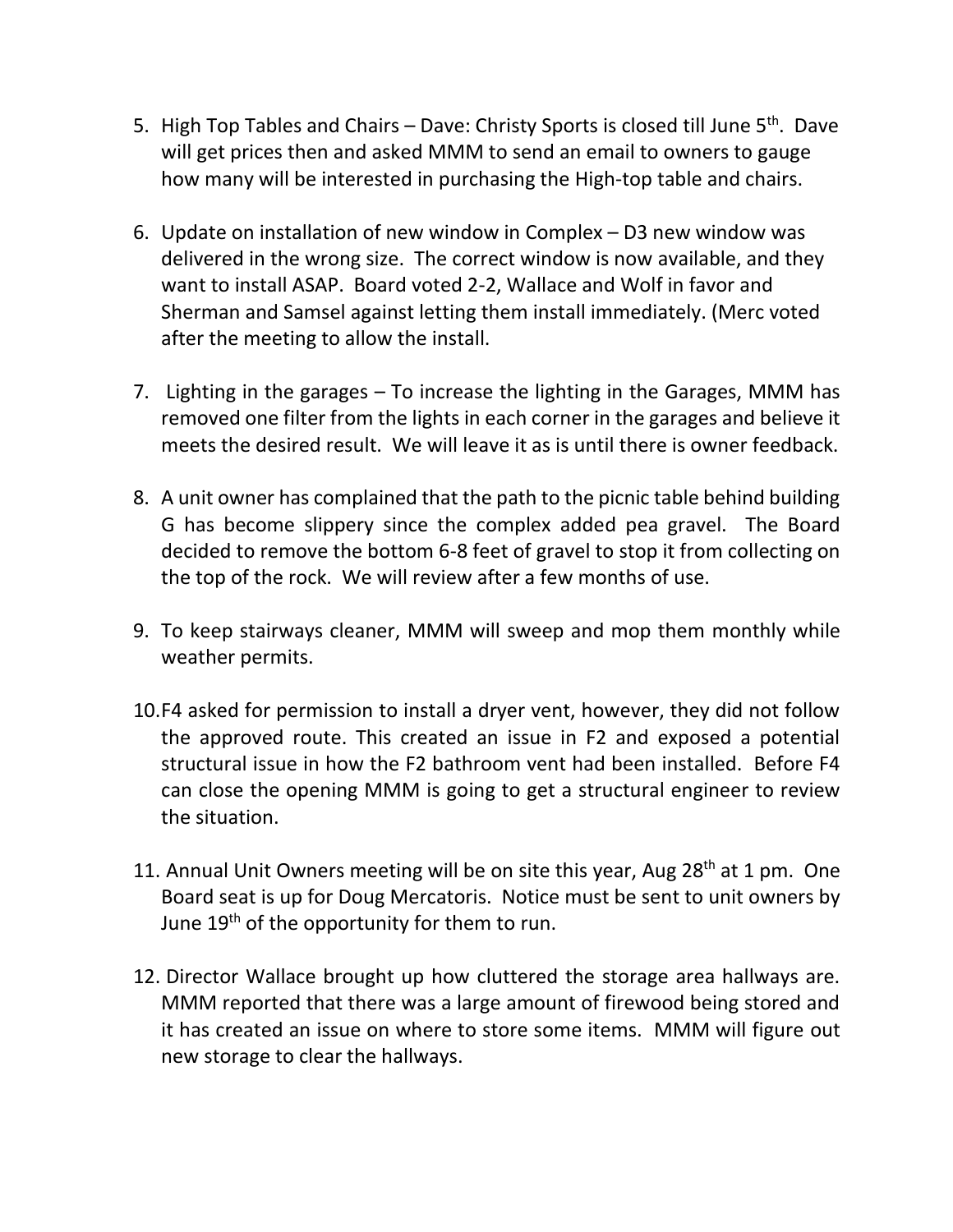5. High Top Tables and Chairs – Dave: Christy Sports is closed till June 5th. Dave will get prices then and asked MMM to send an email to owners to gauge how many will be interested in purchasing the High-top table and chairs.

6. Update on installation of new window in Complex – D3 new window was delivered in the wrong size. The correct window is now available, and they want to install ASAP. Board voted 2-2, Wallace and Wolf in favor and Sherman and Samsel against letting them install immediately. (Merc voted after the meeting to allow the install.

7. Lighting in the garages – To increase the lighting in the Garages, MMM has removed one filter from the lights in each corner in the garages and believe it meets the desired result. We will leave it as is until there is owner feedback.

8. A unit owner has complained that the path to the picnic table behind building G has become slippery since the complex added pea gravel. The Board decided to remove the bottom 6-8 feet of gravel to stop it from collecting on the top of the rock. We will review after a few months of use.

9. To keep stairways cleaner, MMM will sweep and mop them monthly while weather permits.

10. F4 asked for permission to install a dryer vent, however, they did not follow the approved route. This created an issue in F2 and exposed a potential structural issue in how the F2 bathroom vent had been installed. Before F4 can close the opening MMM is going to get a structural engineer to review the situation.

11. Annual Unit Owners meeting will be on site this year, Aug 28th at 1 pm. One Board seat is up for Doug Mercatoris. Notice must be sent to unit owners by June 19th of the opportunity for them to run.

12. Director Wallace brought up how cluttered the storage area hallways are. MMM reported that there was a large amount of firewood being stored and it has created an issue on where to store some items. MMM will figure out new storage to clear the hallways.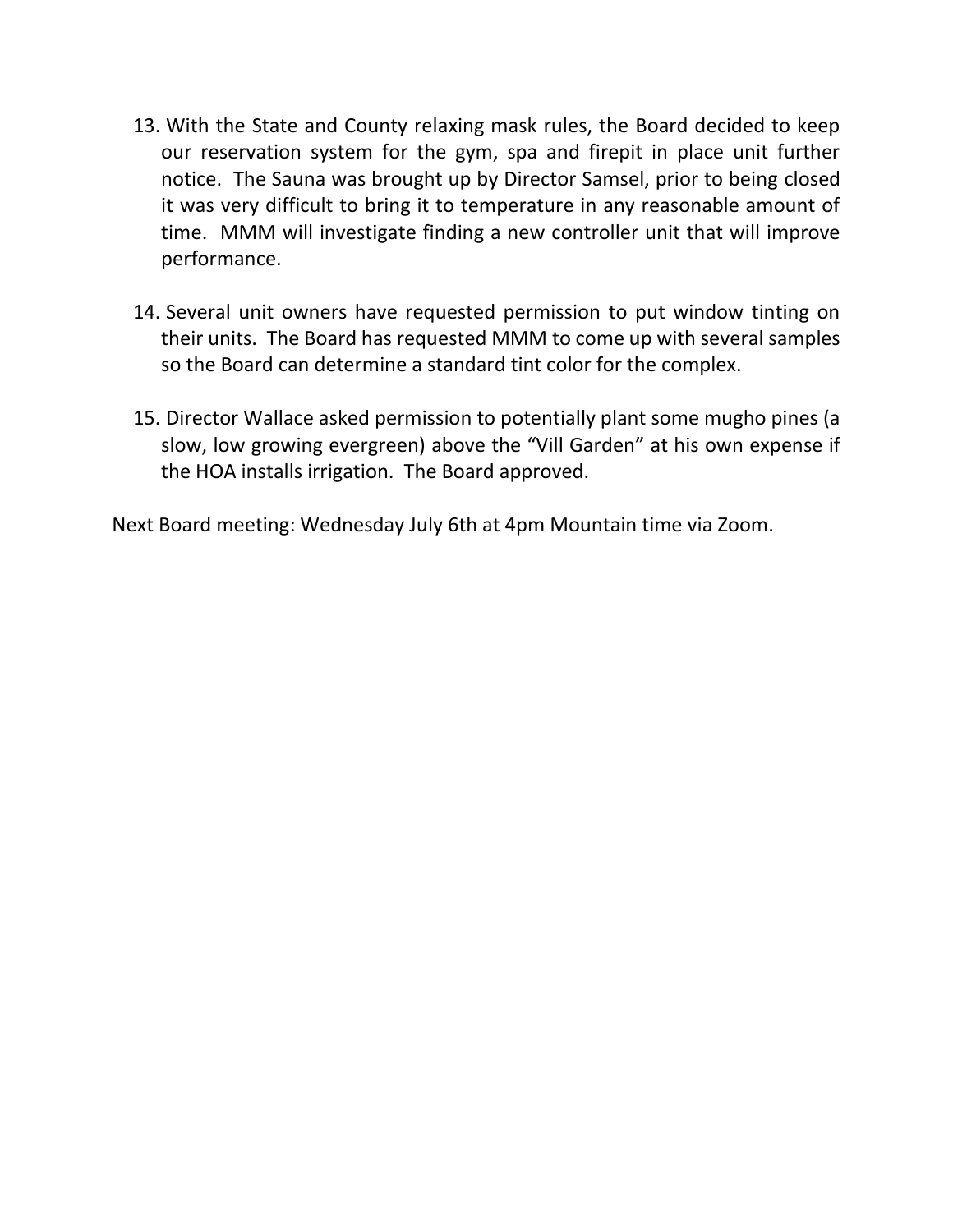13. With the State and County relaxing mask rules, the Board decided to keep our reservation system for the gym, spa and firepit in place unit further notice. The Sauna was brought up by Director Samsel, prior to being closed it was very difficult to bring it to temperature in any reasonable amount of time. MMM will investigate finding a new controller unit that will improve performance.

14. Several unit owners have requested permission to put window tinting on their units. The Board has requested MMM to come up with several samples so the Board can determine a standard tint color for the complex.

15. Director Wallace asked permission to potentially plant some mugho pines (a slow, low growing evergreen) above the "Vill Garden" at his own expense if the HOA installs irrigation. The Board approved.

Next Board meeting: Wednesday July 6th at 4pm Mountain time via Zoom.